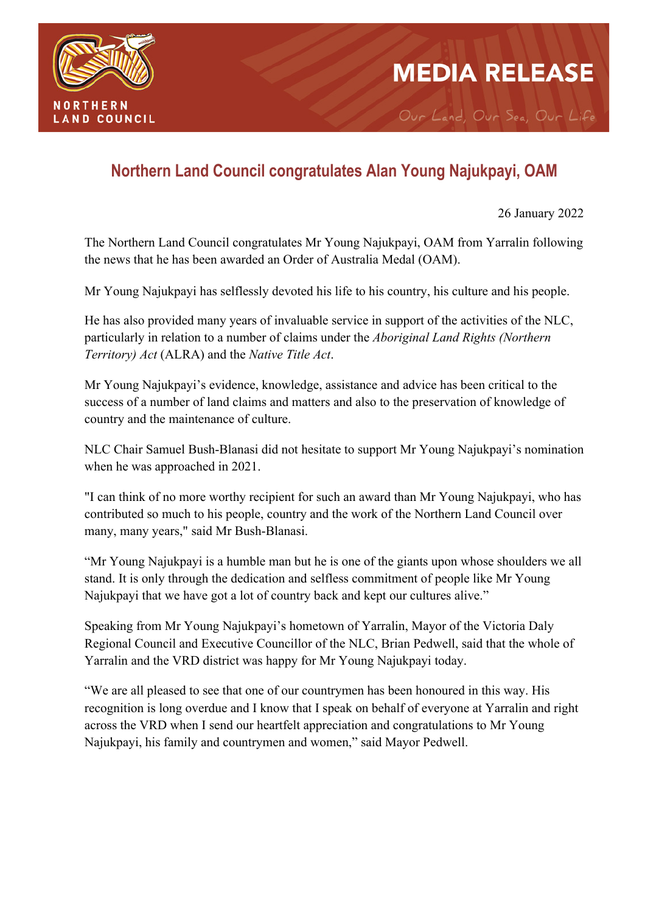NORTHERN LAND COUNCIL

MEDIA RELEASE

Our Land, Our Sea, Our Life

# Northern Land Council congratulates Alan Young Najukpayi, OAM

26 January 2022

The Northern Land Council congratulates Mr Young Najukpayi, OAM from Yarralin following the news that he has been awarded an Order of Australia Medal (OAM).

Mr Young Najukpayi has selflessly devoted his life to his country, his culture and his people.

He has also provided many years of invaluable service in support of the activities of the NLC, particularly in relation to a number of claims under the *Aboriginal Land Rights (Northern Territory) Act* (ALRA) and the *Native Title Act*.

Mr Young Najukpayi's evidence, knowledge, assistance and advice has been critical to the success of a number of land claims and matters and also to the preservation of knowledge of country and the maintenance of culture.

NLC Chair Samuel Bush-Blanasi did not hesitate to support Mr Young Najukpayi's nomination when he was approached in 2021.

"I can think of no more worthy recipient for such an award than Mr Young Najukpayi, who has contributed so much to his people, country and the work of the Northern Land Council over many, many years," said Mr Bush-Blanasi.

"Mr Young Najukpayi is a humble man but he is one of the giants upon whose shoulders we all stand. It is only through the dedication and selfless commitment of people like Mr Young Najukpayi that we have got a lot of country back and kept our cultures alive."

Speaking from Mr Young Najukpayi's hometown of Yarralin, Mayor of the Victoria Daly Regional Council and Executive Councillor of the NLC, Brian Pedwell, said that the whole of Yarralin and the VRD district was happy for Mr Young Najukpayi today.

"We are all pleased to see that one of our countrymen has been honoured in this way. His recognition is long overdue and I know that I speak on behalf of everyone at Yarralin and right across the VRD when I send our heartfelt appreciation and congratulations to Mr Young Najukpayi, his family and countrymen and women," said Mayor Pedwell.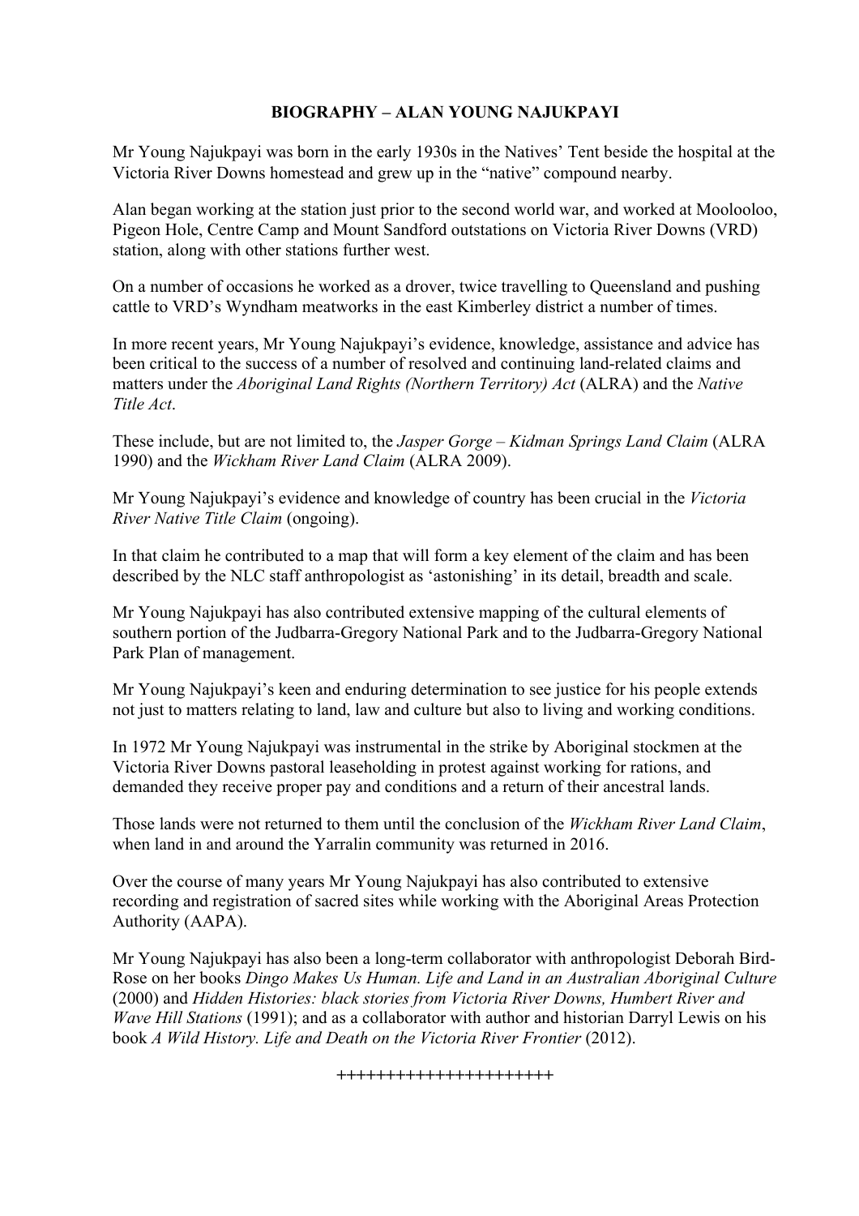**BIOGRAPHY – ALAN YOUNG NAJUKPAYI**

Mr Young Najukpayi was born in the early 1930s in the Natives' Tent beside the hospital at the Victoria River Downs homestead and grew up in the "native" compound nearby.

Alan began working at the station just prior to the second world war, and worked at Moolooloo, Pigeon Hole, Centre Camp and Mount Sandford outstations on Victoria River Downs (VRD) station, along with other stations further west.

On a number of occasions he worked as a drover, twice travelling to Queensland and pushing cattle to VRD's Wyndham meatworks in the east Kimberley district a number of times.

In more recent years, Mr Young Najukpayi's evidence, knowledge, assistance and advice has been critical to the success of a number of resolved and continuing land-related claims and matters under the *Aboriginal Land Rights (Northern Territory) Act* (ALRA) and the *Native Title Act*.

These include, but are not limited to, the *Jasper Gorge – Kidman Springs Land Claim* (ALRA 1990) and the *Wickham River Land Claim* (ALRA 2009).

Mr Young Najukpayi's evidence and knowledge of country has been crucial in the *Victoria River Native Title Claim* (ongoing).

In that claim he contributed to a map that will form a key element of the claim and has been described by the NLC staff anthropologist as 'astonishing' in its detail, breadth and scale.

Mr Young Najukpayi has also contributed extensive mapping of the cultural elements of southern portion of the Judbarra-Gregory National Park and to the Judbarra-Gregory National Park Plan of management.

Mr Young Najukpayi's keen and enduring determination to see justice for his people extends not just to matters relating to land, law and culture but also to living and working conditions.

In 1972 Mr Young Najukpayi was instrumental in the strike by Aboriginal stockmen at the Victoria River Downs pastoral leaseholding in protest against working for rations, and demanded they receive proper pay and conditions and a return of their ancestral lands.

Those lands were not returned to them until the conclusion of the *Wickham River Land Claim*, when land in and around the Yarralin community was returned in 2016.

Over the course of many years Mr Young Najukpayi has also contributed to extensive recording and registration of sacred sites while working with the Aboriginal Areas Protection Authority (AAPA).

Mr Young Najukpayi has also been a long-term collaborator with anthropologist Deborah Bird-Rose on her books *Dingo Makes Us Human. Life and Land in an Australian Aboriginal Culture* (2000) and *Hidden Histories: black stories from Victoria River Downs, Humbert River and Wave Hill Stations* (1991); and as a collaborator with author and historian Darryl Lewis on his book *A Wild History. Life and Death on the Victoria River Frontier* (2012).

++++++++++++++++++++++